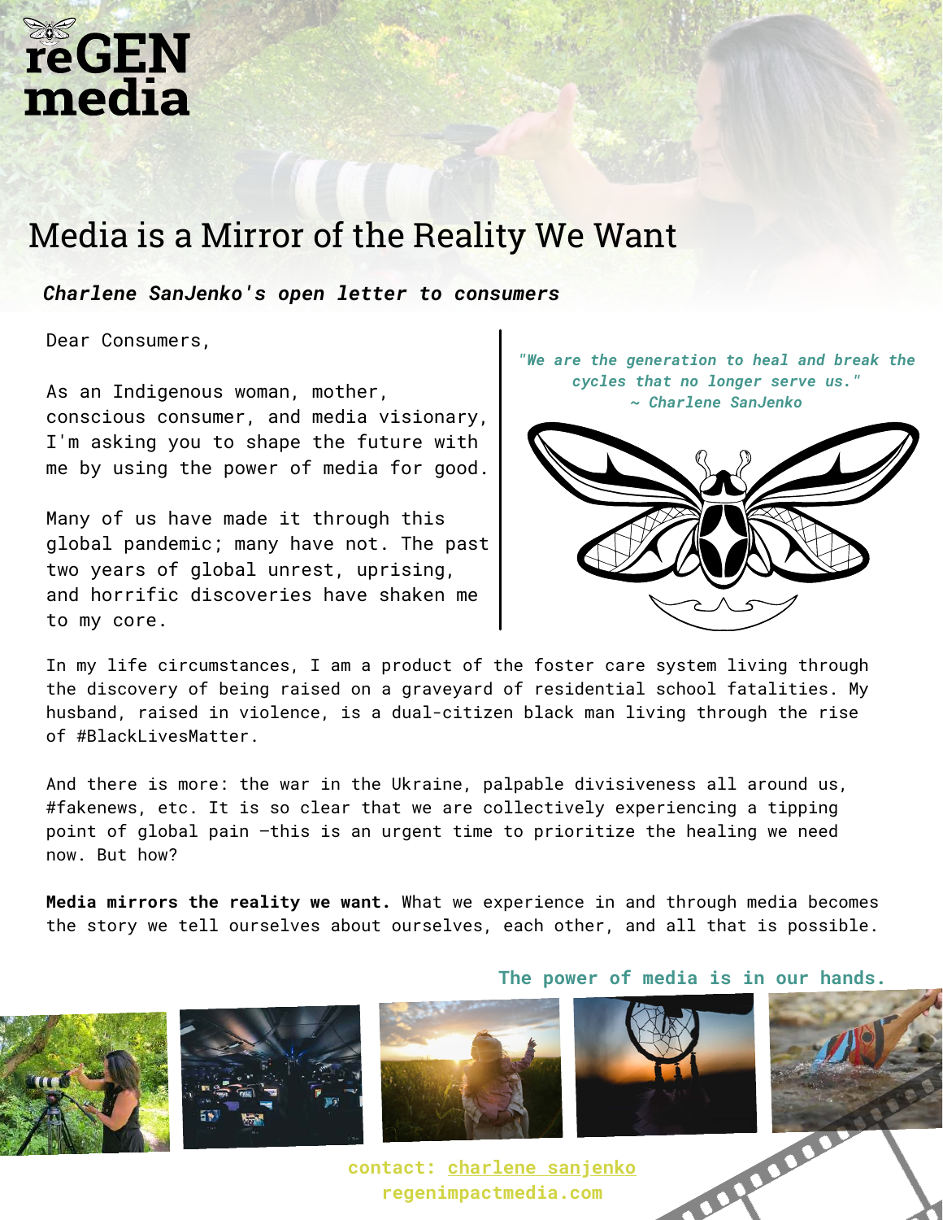reGEN media

# Media is a Mirror of the Reality We Want

***Charlene SanJenko's open letter to consumers***

Dear Consumers,

As an Indigenous woman, mother, conscious consumer, and media visionary, I'm asking you to shape the future with me by using the power of media for good.

Many of us have made it through this global pandemic; many have not. The past two years of global unrest, uprising, and horrific discoveries have shaken me to my core.

*"We are the generation to heal and break the cycles that no longer serve us."*
*~ Charlene SanJenko*

In my life circumstances, I am a product of the foster care system living through the discovery of being raised on a graveyard of residential school fatalities. My husband, raised in violence, is a dual-citizen black man living through the rise of #BlackLivesMatter.

And there is more: the war in the Ukraine, palpable divisiveness all around us, #fakenews, etc. It is so clear that we are collectively experiencing a tipping point of global pain —this is an urgent time to prioritize the healing we need now. But how?

**Media mirrors the reality we want.** What we experience in and through media becomes the story we tell ourselves about ourselves, each other, and all that is possible.

**The power of media is in our hands.**

contact: charlene sanjenko
regenimpactmedia.com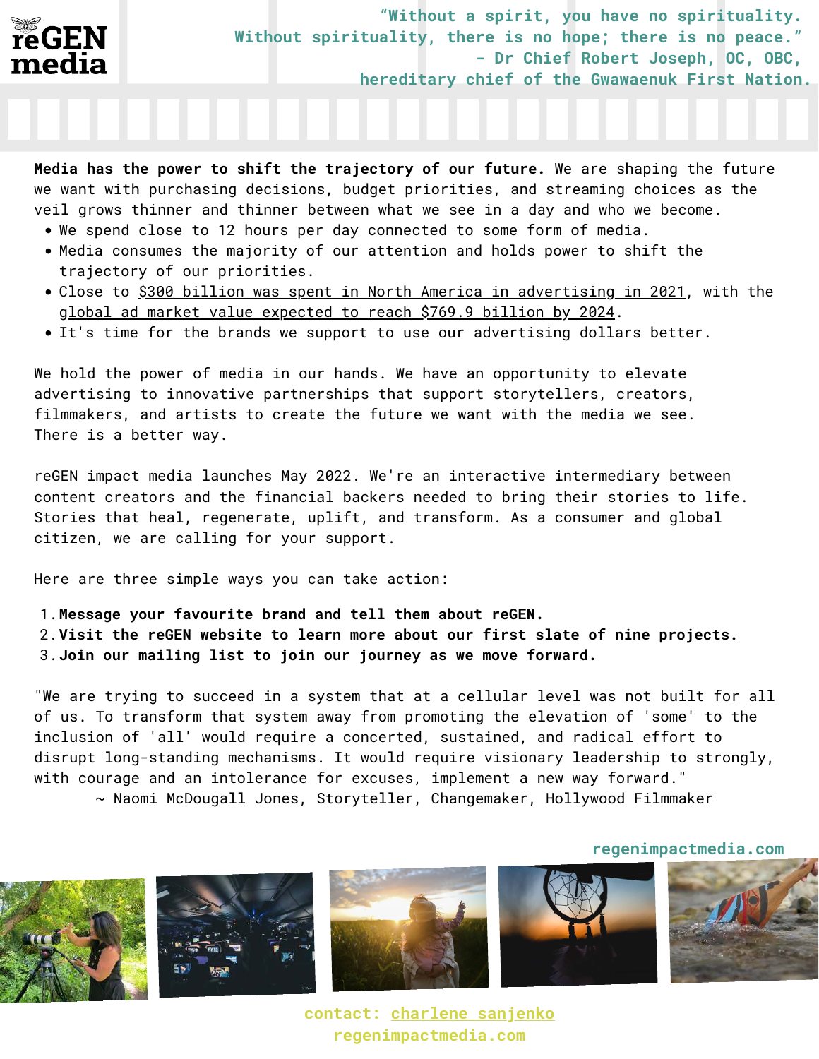reGEN media

"Without a spirit, you have no spirituality. Without spirituality, there is no hope; there is no peace."
- Dr Chief Robert Joseph, OC, OBC, hereditary chief of the Gwawaenuk First Nation.

**Media has the power to shift the trajectory of our future.** We are shaping the future we want with purchasing decisions, budget priorities, and streaming choices as the veil grows thinner and thinner between what we see in a day and who we become.

- We spend close to 12 hours per day connected to some form of media.
- Media consumes the majority of our attention and holds power to shift the trajectory of our priorities.
- Close to $300 billion was spent in North America in advertising in 2021, with the global ad market value expected to reach $769.9 billion by 2024.
- It's time for the brands we support to use our advertising dollars better.

We hold the power of media in our hands. We have an opportunity to elevate advertising to innovative partnerships that support storytellers, creators, filmmakers, and artists to create the future we want with the media we see. There is a better way.

reGEN impact media launches May 2022. We're an interactive intermediary between content creators and the financial backers needed to bring their stories to life. Stories that heal, regenerate, uplift, and transform. As a consumer and global citizen, we are calling for your support.

Here are three simple ways you can take action:

1. **Message your favourite brand and tell them about reGEN.**
2. **Visit the reGEN website to learn more about our first slate of nine projects.**
3. **Join our mailing list to join our journey as we move forward.**

"We are trying to succeed in a system that at a cellular level was not built for all of us. To transform that system away from promoting the elevation of 'some' to the inclusion of 'all' would require a concerted, sustained, and radical effort to disrupt long-standing mechanisms. It would require visionary leadership to strongly, with courage and an intolerance for excuses, implement a new way forward."
~ Naomi McDougall Jones, Storyteller, Changemaker, Hollywood Filmmaker

regenimpactmedia.com

contact: charlene sanjenko
regenimpactmedia.com